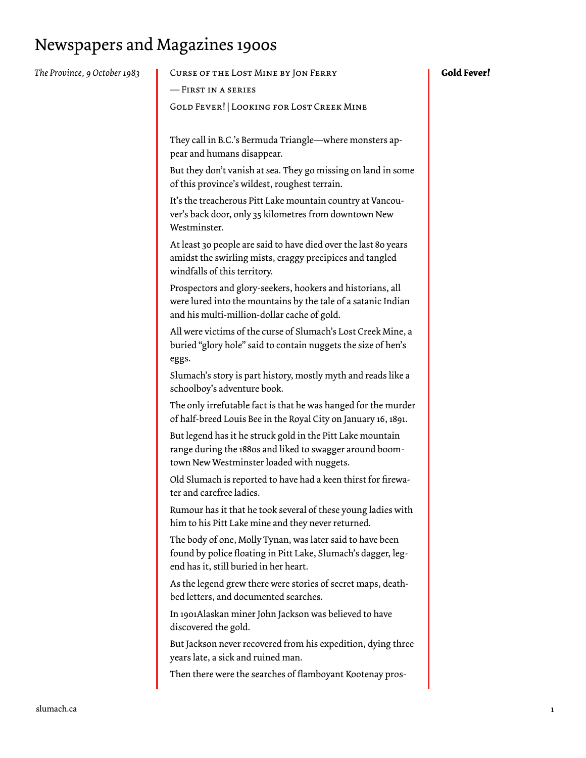# Newspapers and Magazines 1900s

*The Province, 9 October 1983*

Curse of the Lost Mine by Jon Ferry

— First in a series

Gold Fever! | Looking for Lost Creek Mine

**Gold Fever!**

They call in B.C.'s Bermuda Triangle—where monsters appear and humans disappear.

But they don't vanish at sea. They go missing on land in some of this province's wildest, roughest terrain.

It's the treacherous Pitt Lake mountain country at Vancouver's back door, only 35 kilometres from downtown New Westminster.

At least 30 people are said to have died over the last 80 years amidst the swirling mists, craggy precipices and tangled windfalls of this territory.

Prospectors and glory-seekers, hookers and historians, all were lured into the mountains by the tale of a satanic Indian and his multi-million-dollar cache of gold.

All were victims of the curse of Slumach's Lost Creek Mine, a buried "glory hole" said to contain nuggets the size of hen's eggs.

Slumach's story is part history, mostly myth and reads like a schoolboy's adventure book.

The only irrefutable fact is that he was hanged for the murder of half-breed Louis Bee in the Royal City on January 16, 1891.

But legend has it he struck gold in the Pitt Lake mountain range during the 1880s and liked to swagger around boomtown New Westminster loaded with nuggets.

Old Slumach is reported to have had a keen thirst for firewater and carefree ladies.

Rumour has it that he took several of these young ladies with him to his Pitt Lake mine and they never returned.

The body of one, Molly Tynan, was later said to have been found by police floating in Pitt Lake, Slumach's dagger, legend has it, still buried in her heart.

As the legend grew there were stories of secret maps, deathbed letters, and documented searches.

In 1901Alaskan miner John Jackson was believed to have discovered the gold.

But Jackson never recovered from his expedition, dying three years late, a sick and ruined man.

Then there were the searches of flamboyant Kootenay pros-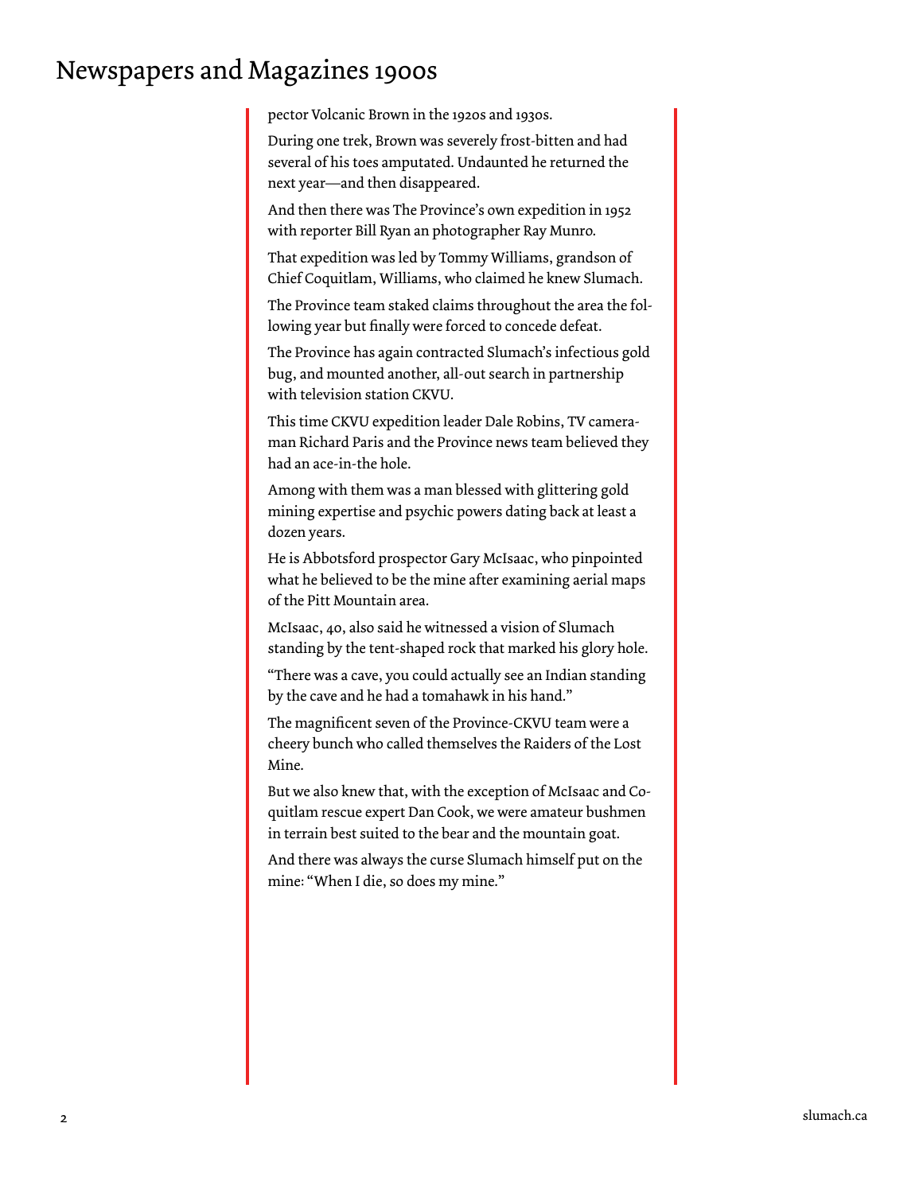pector Volcanic Brown in the 1920s and 1930s.

During one trek, Brown was severely frost-bitten and had several of his toes amputated. Undaunted he returned the next year—and then disappeared.

And then there was The Province's own expedition in 1952 with reporter Bill Ryan an photographer Ray Munro.

That expedition was led by Tommy Williams, grandson of Chief Coquitlam, Williams, who claimed he knew Slumach.

The Province team staked claims throughout the area the following year but finally were forced to concede defeat.

The Province has again contracted Slumach's infectious gold bug, and mounted another, all-out search in partnership with television station CKVU.

This time CKVU expedition leader Dale Robins, TV cameraman Richard Paris and the Province news team believed they had an ace-in-the hole.

Among with them was a man blessed with glittering gold mining expertise and psychic powers dating back at least a dozen years.

He is Abbotsford prospector Gary McIsaac, who pinpointed what he believed to be the mine after examining aerial maps of the Pitt Mountain area.

McIsaac, 40, also said he witnessed a vision of Slumach standing by the tent-shaped rock that marked his glory hole.

"There was a cave, you could actually see an Indian standing by the cave and he had a tomahawk in his hand."

The magnificent seven of the Province-CKVU team were a cheery bunch who called themselves the Raiders of the Lost Mine.

But we also knew that, with the exception of McIsaac and Coquitlam rescue expert Dan Cook, we were amateur bushmen in terrain best suited to the bear and the mountain goat.

And there was always the curse Slumach himself put on the mine: "When I die, so does my mine."